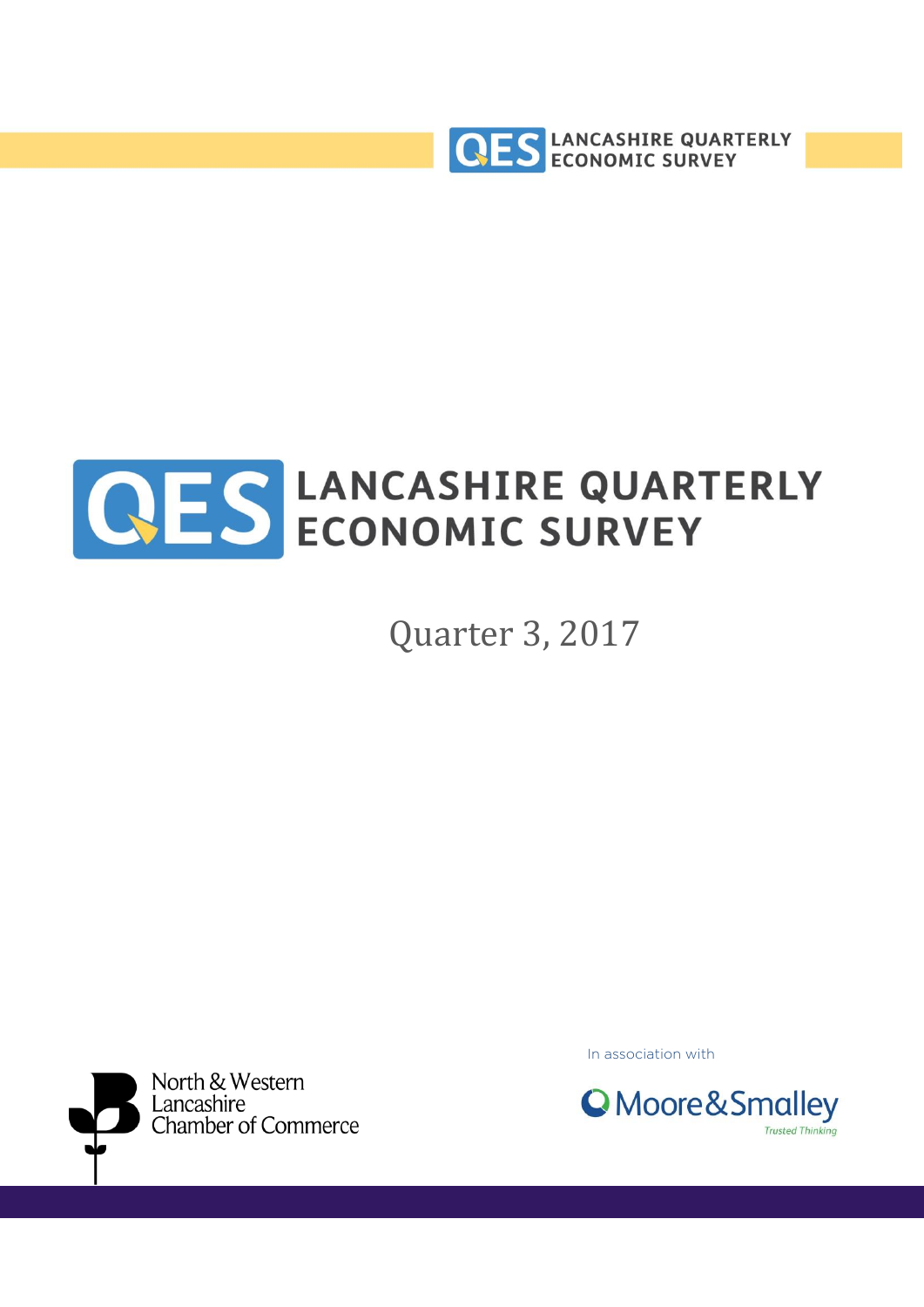# LANCASHIRE QUARTERLY ECONOMIC SURVEY

Quarter 3, 2017

North & Western Lancashire Chamber of Commerce

In association with

Moore&Smalley

*Trusted Thinking*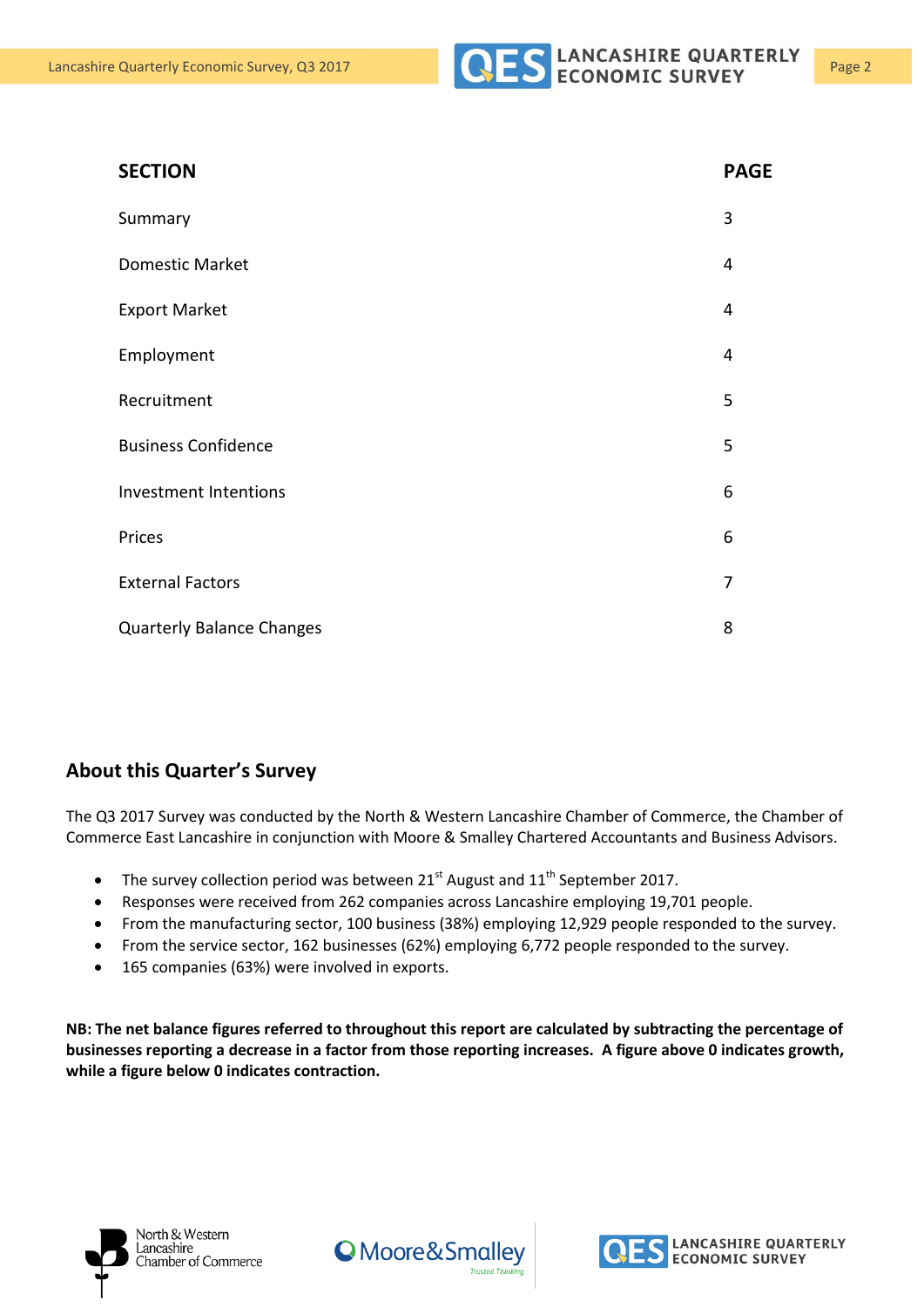| SECTION | PAGE |
|---|---|
| Summary | 3 |
| Domestic Market | 4 |
| Export Market | 4 |
| Employment | 4 |
| Recruitment | 5 |
| Business Confidence | 5 |
| Investment Intentions | 6 |
| Prices | 6 |
| External Factors | 7 |
| Quarterly Balance Changes | 8 |

## About this Quarter's Survey

The Q3 2017 Survey was conducted by the North & Western Lancashire Chamber of Commerce, the Chamber of Commerce East Lancashire in conjunction with Moore & Smalley Chartered Accountants and Business Advisors.

- The survey collection period was between 21st August and 11th September 2017.
- Responses were received from 262 companies across Lancashire employing 19,701 people.
- From the manufacturing sector, 100 business (38%) employing 12,929 people responded to the survey.
- From the service sector, 162 businesses (62%) employing 6,772 people responded to the survey.
- 165 companies (63%) were involved in exports.

**NB: The net balance figures referred to throughout this report are calculated by subtracting the percentage of businesses reporting a decrease in a factor from those reporting increases. A figure above 0 indicates growth, while a figure below 0 indicates contraction.**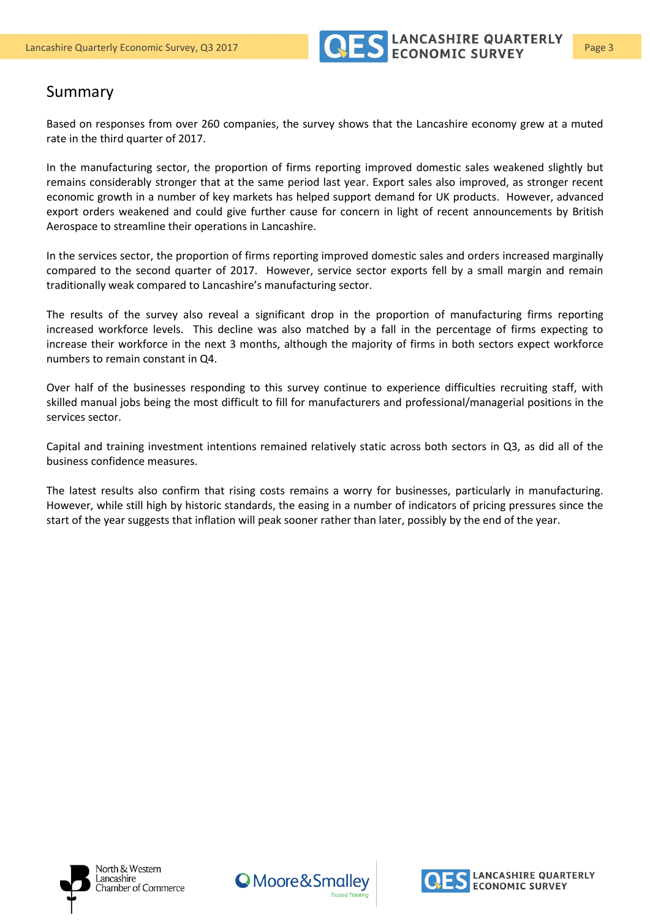# Summary

Based on responses from over 260 companies, the survey shows that the Lancashire economy grew at a muted rate in the third quarter of 2017.

In the manufacturing sector, the proportion of firms reporting improved domestic sales weakened slightly but remains considerably stronger that at the same period last year. Export sales also improved, as stronger recent economic growth in a number of key markets has helped support demand for UK products. However, advanced export orders weakened and could give further cause for concern in light of recent announcements by British Aerospace to streamline their operations in Lancashire.

In the services sector, the proportion of firms reporting improved domestic sales and orders increased marginally compared to the second quarter of 2017. However, service sector exports fell by a small margin and remain traditionally weak compared to Lancashire's manufacturing sector.

The results of the survey also reveal a significant drop in the proportion of manufacturing firms reporting increased workforce levels. This decline was also matched by a fall in the percentage of firms expecting to increase their workforce in the next 3 months, although the majority of firms in both sectors expect workforce numbers to remain constant in Q4.

Over half of the businesses responding to this survey continue to experience difficulties recruiting staff, with skilled manual jobs being the most difficult to fill for manufacturers and professional/managerial positions in the services sector.

Capital and training investment intentions remained relatively static across both sectors in Q3, as did all of the business confidence measures.

The latest results also confirm that rising costs remains a worry for businesses, particularly in manufacturing. However, while still high by historic standards, the easing in a number of indicators of pricing pressures since the start of the year suggests that inflation will peak sooner rather than later, possibly by the end of the year.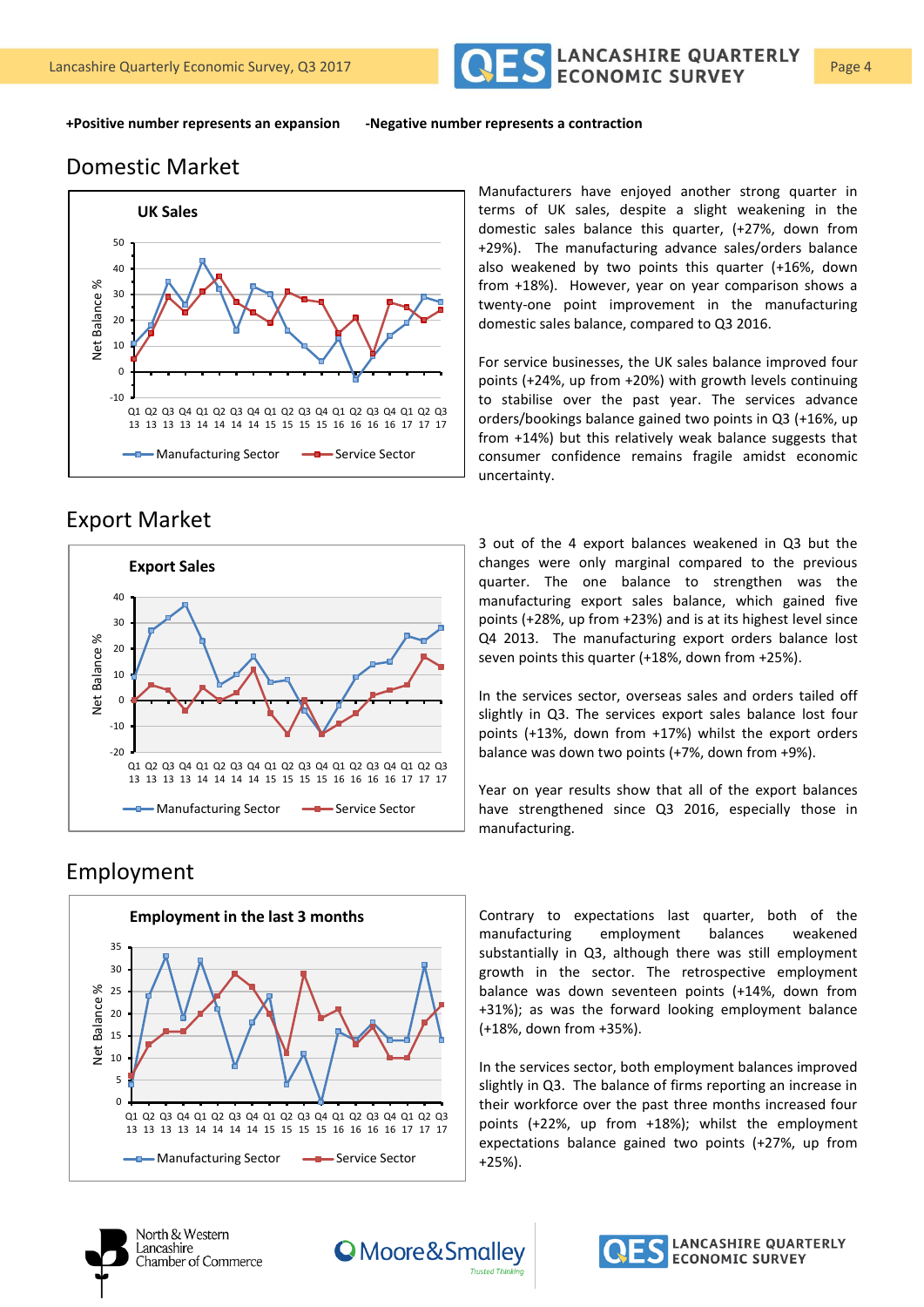**+Positive number represents an expansion** **-Negative number represents a contraction**

## Domestic Market

Manufacturers have enjoyed another strong quarter in terms of UK sales, despite a slight weakening in the domestic sales balance this quarter, (+27%, down from +29%). The manufacturing advance sales/orders balance also weakened by two points this quarter (+16%, down from +18%). However, year on year comparison shows a twenty-one point improvement in the manufacturing domestic sales balance, compared to Q3 2016.

For service businesses, the UK sales balance improved four points (+24%, up from +20%) with growth levels continuing to stabilise over the past year. The services advance orders/bookings balance gained two points in Q3 (+16%, up from +14%) but this relatively weak balance suggests that consumer confidence remains fragile amidst economic uncertainty.

## Export Market

3 out of the 4 export balances weakened in Q3 but the changes were only marginal compared to the previous quarter. The one balance to strengthen was the manufacturing export sales balance, which gained five points (+28%, up from +23%) and is at its highest level since Q4 2013. The manufacturing export orders balance lost seven points this quarter (+18%, down from +25%).

In the services sector, overseas sales and orders tailed off slightly in Q3. The services export sales balance lost four points (+13%, down from +17%) whilst the export orders balance was down two points (+7%, down from +9%).

Year on year results show that all of the export balances have strengthened since Q3 2016, especially those in manufacturing.

## Employment

Contrary to expectations last quarter, both of the manufacturing employment balances weakened substantially in Q3, although there was still employment growth in the sector. The retrospective employment balance was down seventeen points (+14%, down from +31%); as was the forward looking employment balance (+18%, down from +35%).

In the services sector, both employment balances improved slightly in Q3. The balance of firms reporting an increase in their workforce over the past three months increased four points (+22%, up from +18%); whilst the employment expectations balance gained two points (+27%, up from +25%).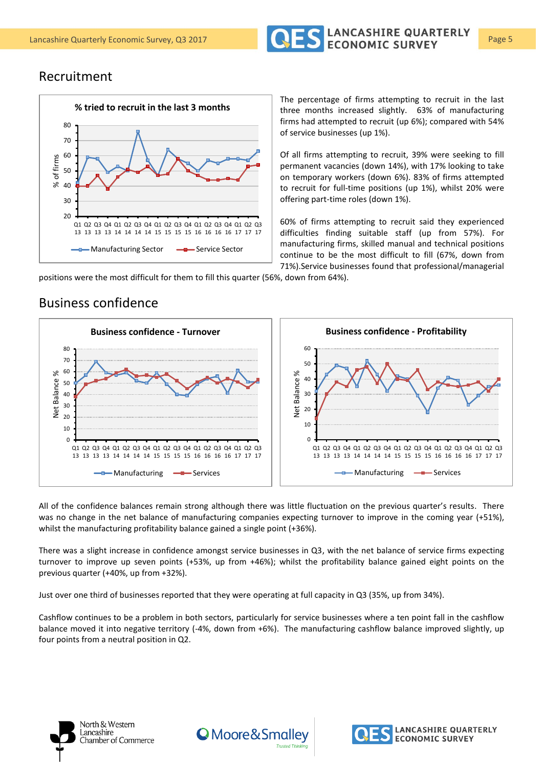## Recruitment

The percentage of firms attempting to recruit in the last three months increased slightly. 63% of manufacturing firms had attempted to recruit (up 6%); compared with 54% of service businesses (up 1%).

Of all firms attempting to recruit, 39% were seeking to fill permanent vacancies (down 14%), with 17% looking to take on temporary workers (down 6%). 83% of firms attempted to recruit for full-time positions (up 1%), whilst 20% were offering part-time roles (down 1%).

60% of firms attempting to recruit said they experienced difficulties finding suitable staff (up from 57%). For manufacturing firms, skilled manual and technical positions continue to be the most difficult to fill (67%, down from 71%).Service businesses found that professional/managerial positions were the most difficult for them to fill this quarter (56%, down from 64%).

## Business confidence

All of the confidence balances remain strong although there was little fluctuation on the previous quarter's results. There was no change in the net balance of manufacturing companies expecting turnover to improve in the coming year (+51%), whilst the manufacturing profitability balance gained a single point (+36%).

There was a slight increase in confidence amongst service businesses in Q3, with the net balance of service firms expecting turnover to improve up seven points (+53%, up from +46%); whilst the profitability balance gained eight points on the previous quarter (+40%, up from +32%).

Just over one third of businesses reported that they were operating at full capacity in Q3 (35%, up from 34%).

Cashflow continues to be a problem in both sectors, particularly for service businesses where a ten point fall in the cashflow balance moved it into negative territory (-4%, down from +6%). The manufacturing cashflow balance improved slightly, up four points from a neutral position in Q2.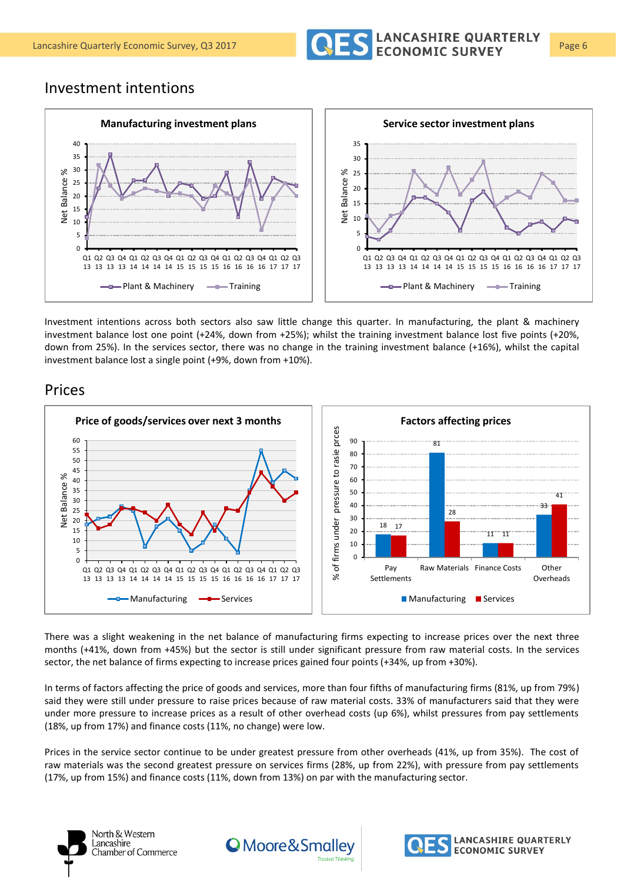# Investment intentions

**Manufacturing investment plans**

**Service sector investment plans**

Investment intentions across both sectors also saw little change this quarter. In manufacturing, the plant & machinery investment balance lost one point (+24%, down from +25%); whilst the training investment balance lost five points (+20%, down from 25%). In the services sector, there was no change in the training investment balance (+16%), whilst the capital investment balance lost a single point (+9%, down from +10%).

# Prices

**Price of goods/services over next 3 months**

**Factors affecting prices**

| | Manufacturing | Services |
|---|---|---|
| Pay Settlements | 18 | 17 |
| Raw Materials | 81 | 28 |
| Finance Costs | 11 | 11 |
| Other Overheads | 33 | 41 |

There was a slight weakening in the net balance of manufacturing firms expecting to increase prices over the next three months (+41%, down from +45%) but the sector is still under significant pressure from raw material costs. In the services sector, the net balance of firms expecting to increase prices gained four points (+34%, up from +30%).

In terms of factors affecting the price of goods and services, more than four fifths of manufacturing firms (81%, up from 79%) said they were still under pressure to raise prices because of raw material costs. 33% of manufacturers said that they were under more pressure to increase prices as a result of other overhead costs (up 6%), whilst pressures from pay settlements (18%, up from 17%) and finance costs (11%, no change) were low.

Prices in the service sector continue to be under greatest pressure from other overheads (41%, up from 35%). The cost of raw materials was the second greatest pressure on services firms (28%, up from 22%), with pressure from pay settlements (17%, up from 15%) and finance costs (11%, down from 13%) on par with the manufacturing sector.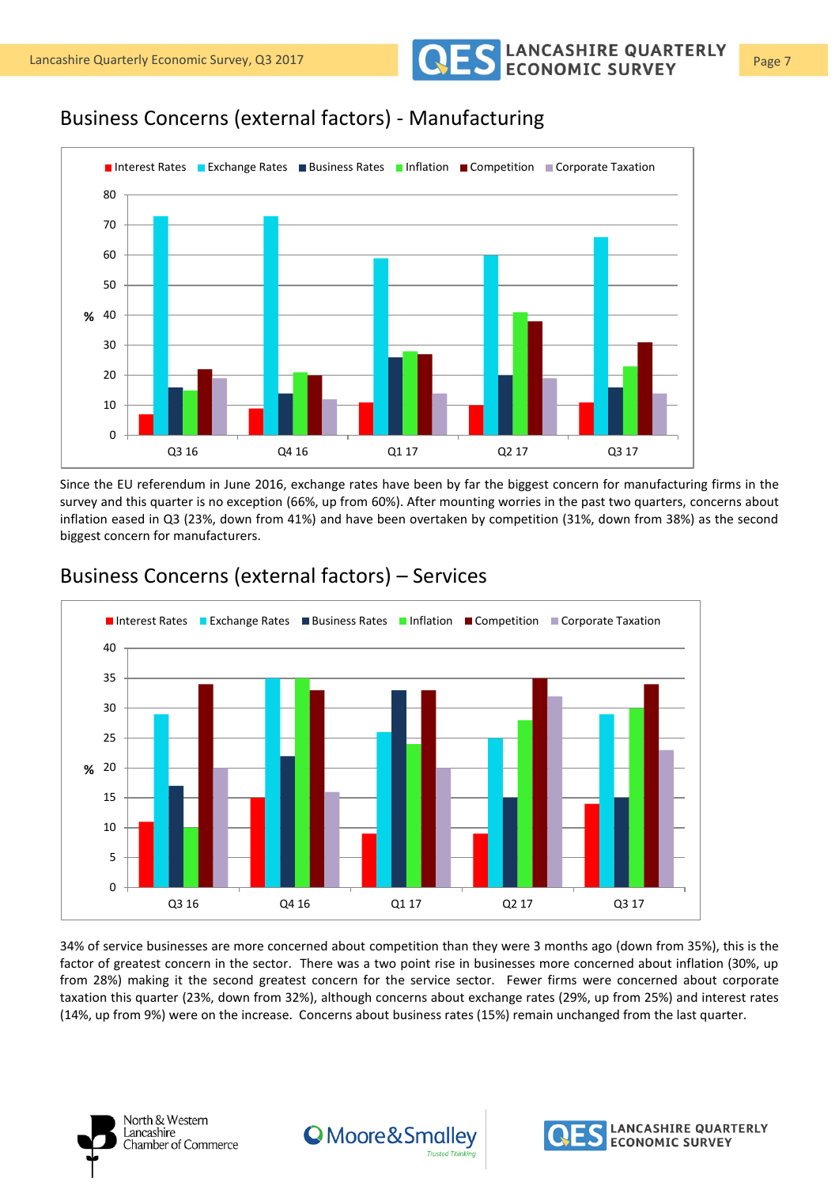## Business Concerns (external factors) - Manufacturing

Since the EU referendum in June 2016, exchange rates have been by far the biggest concern for manufacturing firms in the survey and this quarter is no exception (66%, up from 60%). After mounting worries in the past two quarters, concerns about inflation eased in Q3 (23%, down from 41%) and have been overtaken by competition (31%, down from 38%) as the second biggest concern for manufacturers.

## Business Concerns (external factors) – Services

34% of service businesses are more concerned about competition than they were 3 months ago (down from 35%), this is the factor of greatest concern in the sector. There was a two point rise in businesses more concerned about inflation (30%, up from 28%) making it the second greatest concern for the service sector. Fewer firms were concerned about corporate taxation this quarter (23%, down from 32%), although concerns about exchange rates (29%, up from 25%) and interest rates (14%, up from 9%) were on the increase. Concerns about business rates (15%) remain unchanged from the last quarter.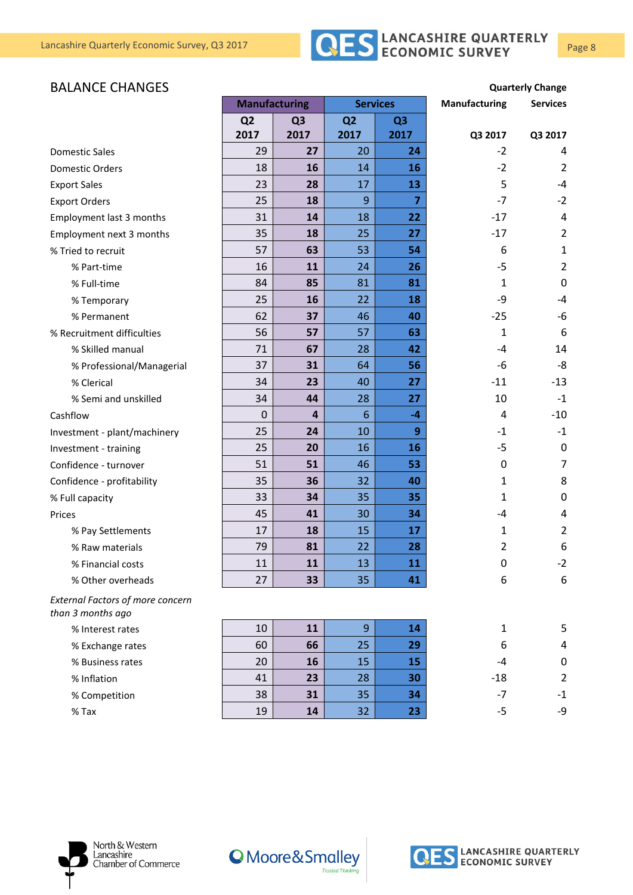## BALANCE CHANGES

| | Manufacturing | | Services | | Quarterly Change | |
|---|---|---|---|---|---|---|
| | Q2 2017 | Q3 2017 | Q2 2017 | Q3 2017 | Manufacturing Q3 2017 | Services Q3 2017 |
| Domestic Sales | 29 | **27** | 20 | **24** | -2 | 4 |
| Domestic Orders | 18 | **16** | 14 | **16** | -2 | 2 |
| Export Sales | 23 | **28** | 17 | **13** | 5 | -4 |
| Export Orders | 25 | **18** | 9 | **7** | -7 | -2 |
| Employment last 3 months | 31 | **14** | 18 | **22** | -17 | 4 |
| Employment next 3 months | 35 | **18** | 25 | **27** | -17 | 2 |
| % Tried to recruit | 57 | **63** | 53 | **54** | 6 | 1 |
| % Part-time | 16 | **11** | 24 | **26** | -5 | 2 |
| % Full-time | 84 | **85** | 81 | **81** | 1 | 0 |
| % Temporary | 25 | **16** | 22 | **18** | -9 | -4 |
| % Permanent | 62 | **37** | 46 | **40** | -25 | -6 |
| % Recruitment difficulties | 56 | **57** | 57 | **63** | 1 | 6 |
| % Skilled manual | 71 | **67** | 28 | **42** | -4 | 14 |
| % Professional/Managerial | 37 | **31** | 64 | **56** | -6 | -8 |
| % Clerical | 34 | **23** | 40 | **27** | -11 | -13 |
| % Semi and unskilled | 34 | **44** | 28 | **27** | 10 | -1 |
| Cashflow | 0 | **4** | 6 | **-4** | 4 | -10 |
| Investment - plant/machinery | 25 | **24** | 10 | **9** | -1 | -1 |
| Investment - training | 25 | **20** | 16 | **16** | -5 | 0 |
| Confidence - turnover | 51 | **51** | 46 | **53** | 0 | 7 |
| Confidence - profitability | 35 | **36** | 32 | **40** | 1 | 8 |
| % Full capacity | 33 | **34** | 35 | **35** | 1 | 0 |
| Prices | 45 | **41** | 30 | **34** | -4 | 4 |
| % Pay Settlements | 17 | **18** | 15 | **17** | 1 | 2 |
| % Raw materials | 79 | **81** | 22 | **28** | 2 | 6 |
| % Financial costs | 11 | **11** | 13 | **11** | 0 | -2 |
| % Other overheads | 27 | **33** | 35 | **41** | 6 | 6 |
| *External Factors of more concern than 3 months ago* | | | | | | |
| % Interest rates | 10 | **11** | 9 | **14** | 1 | 5 |
| % Exchange rates | 60 | **66** | 25 | **29** | 6 | 4 |
| % Business rates | 20 | **16** | 15 | **15** | -4 | 0 |
| % Inflation | 41 | **23** | 28 | **30** | -18 | 2 |
| % Competition | 38 | **31** | 35 | **34** | -7 | -1 |
| % Tax | 19 | **14** | 32 | **23** | -5 | -9 |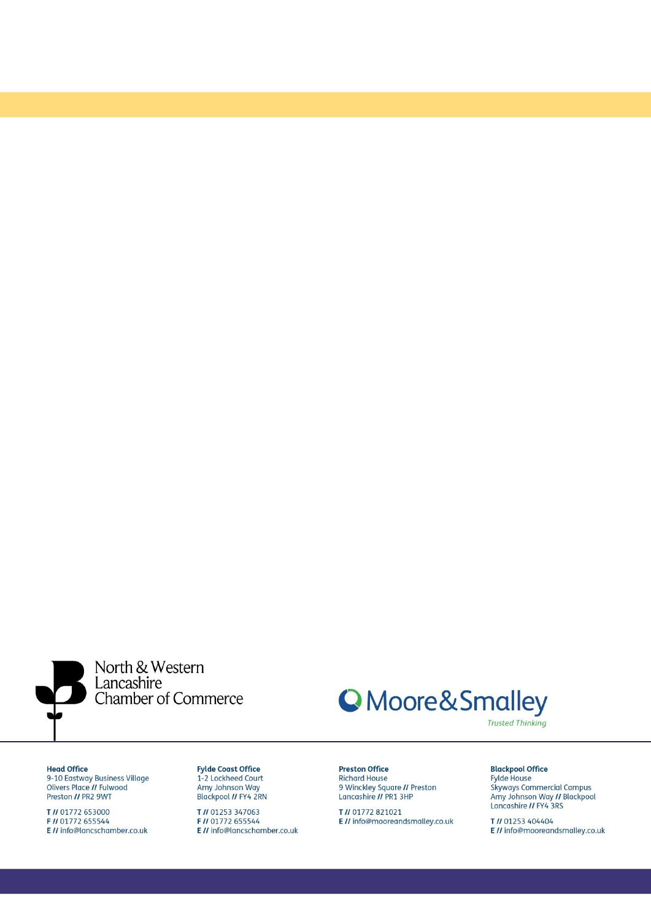North & Western Lancashire Chamber of Commerce

Moore&Smalley

*Trusted Thinking*

**Head Office**
9-10 Eastway Business Village
Olivers Place // Fulwood
Preston // PR2 9WT

**T //** 01772 653000
**F //** 01772 655544
**E //** info@lancschamber.co.uk

**Fylde Coast Office**
1-2 Lockheed Court
Amy Johnson Way
Blackpool // FY4 2RN

**T //** 01253 347063
**F //** 01772 655544
**E //** info@lancschamber.co.uk

**Preston Office**
Richard House
9 Winckley Square // Preston
Lancashire // PR1 3HP

**T //** 01772 821021
**E //** info@mooreandsmalley.co.uk

**Blackpool Office**
Fylde House
Skyways Commercial Campus
Amy Johnson Way // Blackpool
Lancashire // FY4 3RS

**T //** 01253 404404
**E //** info@mooreandsmalley.co.uk